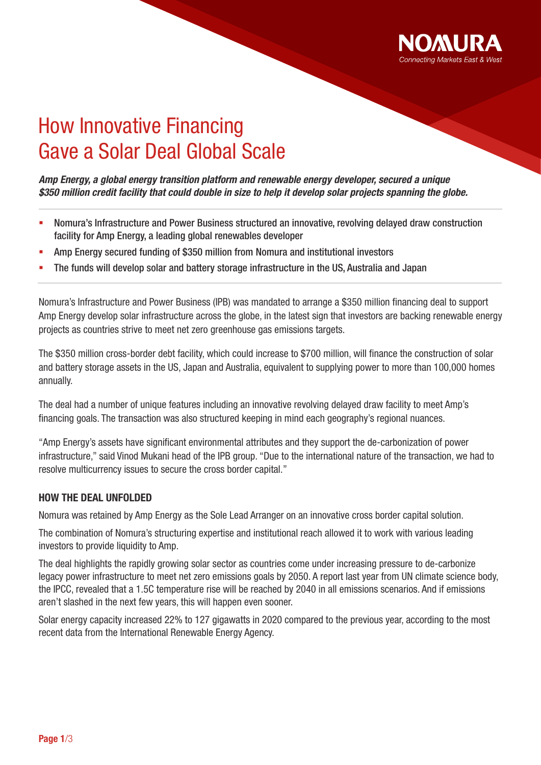# How Innovative Financing Gave a Solar Deal Global Scale

***Amp Energy, a global energy transition platform and renewable energy developer, secured a unique $350 million credit facility that could double in size to help it develop solar projects spanning the globe.***

- Nomura's Infrastructure and Power Business structured an innovative, revolving delayed draw construction facility for Amp Energy, a leading global renewables developer
- Amp Energy secured funding of $350 million from Nomura and institutional investors
- The funds will develop solar and battery storage infrastructure in the US, Australia and Japan

Nomura's Infrastructure and Power Business (IPB) was mandated to arrange a $350 million financing deal to support Amp Energy develop solar infrastructure across the globe, in the latest sign that investors are backing renewable energy projects as countries strive to meet net zero greenhouse gas emissions targets.

The $350 million cross-border debt facility, which could increase to $700 million, will finance the construction of solar and battery storage assets in the US, Japan and Australia, equivalent to supplying power to more than 100,000 homes annually.

The deal had a number of unique features including an innovative revolving delayed draw facility to meet Amp's financing goals. The transaction was also structured keeping in mind each geography's regional nuances.

"Amp Energy's assets have significant environmental attributes and they support the de-carbonization of power infrastructure," said Vinod Mukani head of the IPB group. "Due to the international nature of the transaction, we had to resolve multicurrency issues to secure the cross border capital."

## HOW THE DEAL UNFOLDED

Nomura was retained by Amp Energy as the Sole Lead Arranger on an innovative cross border capital solution.

The combination of Nomura's structuring expertise and institutional reach allowed it to work with various leading investors to provide liquidity to Amp.

The deal highlights the rapidly growing solar sector as countries come under increasing pressure to de-carbonize legacy power infrastructure to meet net zero emissions goals by 2050. A report last year from UN climate science body, the IPCC, revealed that a 1.5C temperature rise will be reached by 2040 in all emissions scenarios. And if emissions aren't slashed in the next few years, this will happen even sooner.

Solar energy capacity increased 22% to 127 gigawatts in 2020 compared to the previous year, according to the most recent data from the International Renewable Energy Agency.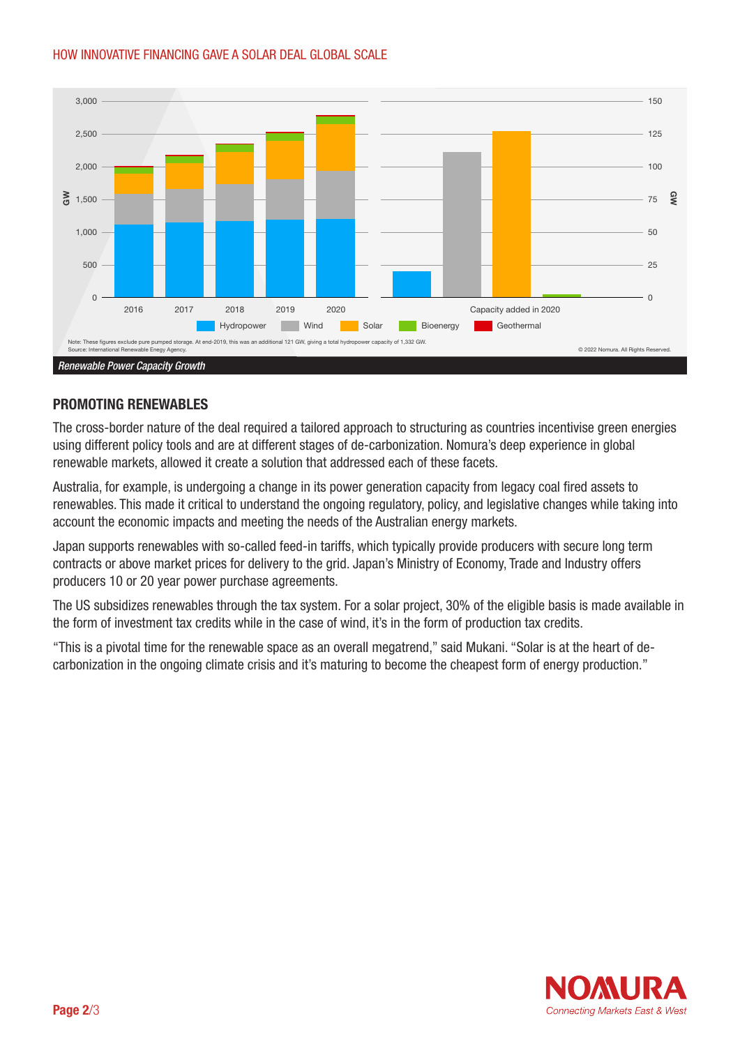Note: These figures exclude pure pumped storage. At end-2019, this was an additional 121 GW, giving a total hydropower capacity of 1,332 GW.
Source: International Renewable Enegy Agency.

© 2022 Nomura. All Rights Reserved.

*Renewable Power Capacity Growth*

## PROMOTING RENEWABLES

The cross-border nature of the deal required a tailored approach to structuring as countries incentivise green energies using different policy tools and are at different stages of de-carbonization. Nomura's deep experience in global renewable markets, allowed it create a solution that addressed each of these facets.

Australia, for example, is undergoing a change in its power generation capacity from legacy coal fired assets to renewables. This made it critical to understand the ongoing regulatory, policy, and legislative changes while taking into account the economic impacts and meeting the needs of the Australian energy markets.

Japan supports renewables with so-called feed-in tariffs, which typically provide producers with secure long term contracts or above market prices for delivery to the grid. Japan's Ministry of Economy, Trade and Industry offers producers 10 or 20 year power purchase agreements.

The US subsidizes renewables through the tax system. For a solar project, 30% of the eligible basis is made available in the form of investment tax credits while in the case of wind, it's in the form of production tax credits.

"This is a pivotal time for the renewable space as an overall megatrend," said Mukani. "Solar is at the heart of de-carbonization in the ongoing climate crisis and it's maturing to become the cheapest form of energy production."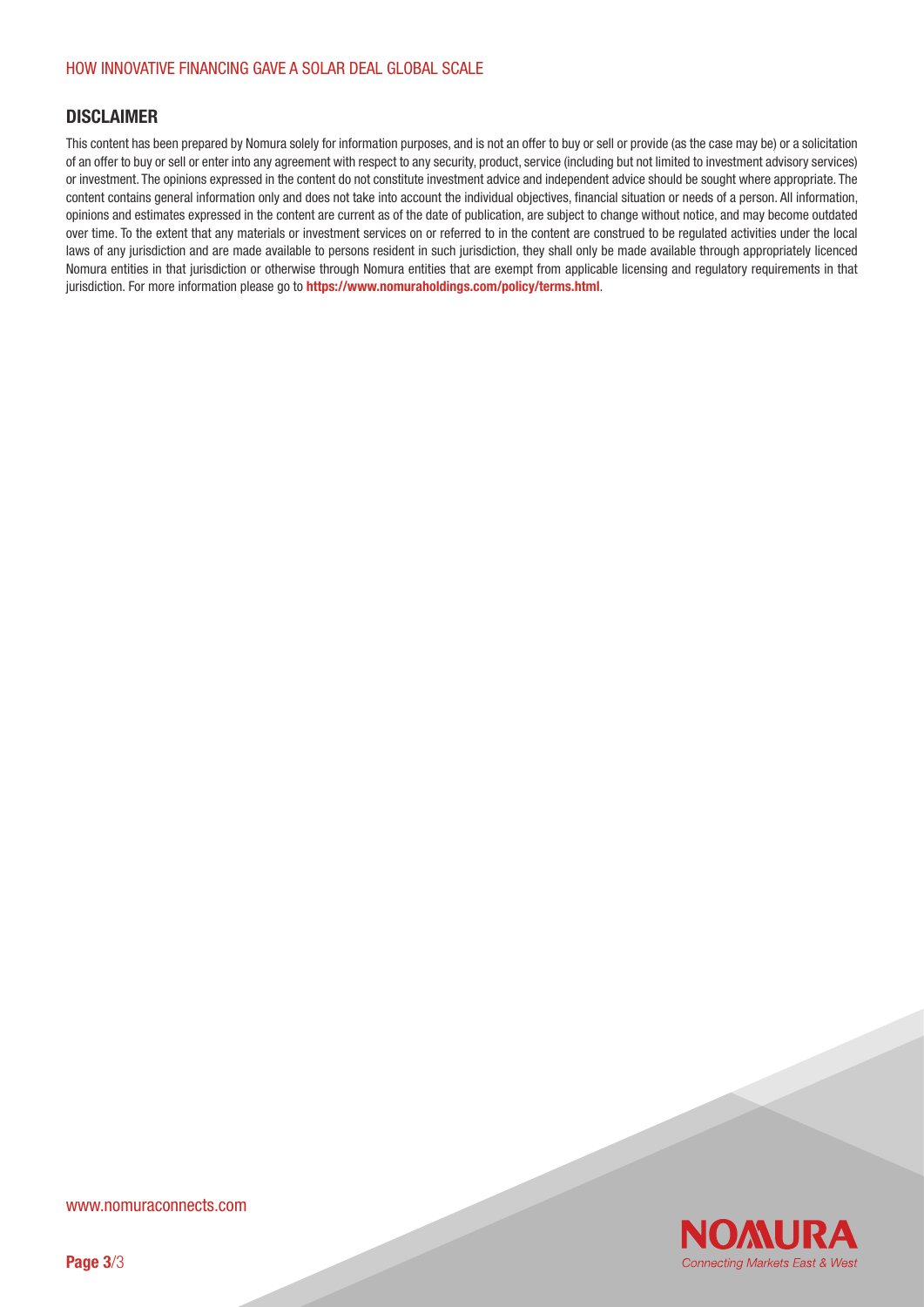## DISCLAIMER

This content has been prepared by Nomura solely for information purposes, and is not an offer to buy or sell or provide (as the case may be) or a solicitation of an offer to buy or sell or enter into any agreement with respect to any security, product, service (including but not limited to investment advisory services) or investment. The opinions expressed in the content do not constitute investment advice and independent advice should be sought where appropriate. The content contains general information only and does not take into account the individual objectives, financial situation or needs of a person. All information, opinions and estimates expressed in the content are current as of the date of publication, are subject to change without notice, and may become outdated over time. To the extent that any materials or investment services on or referred to in the content are construed to be regulated activities under the local laws of any jurisdiction and are made available to persons resident in such jurisdiction, they shall only be made available through appropriately licenced Nomura entities in that jurisdiction or otherwise through Nomura entities that are exempt from applicable licensing and regulatory requirements in that jurisdiction. For more information please go to **https://www.nomuraholdings.com/policy/terms.html**.